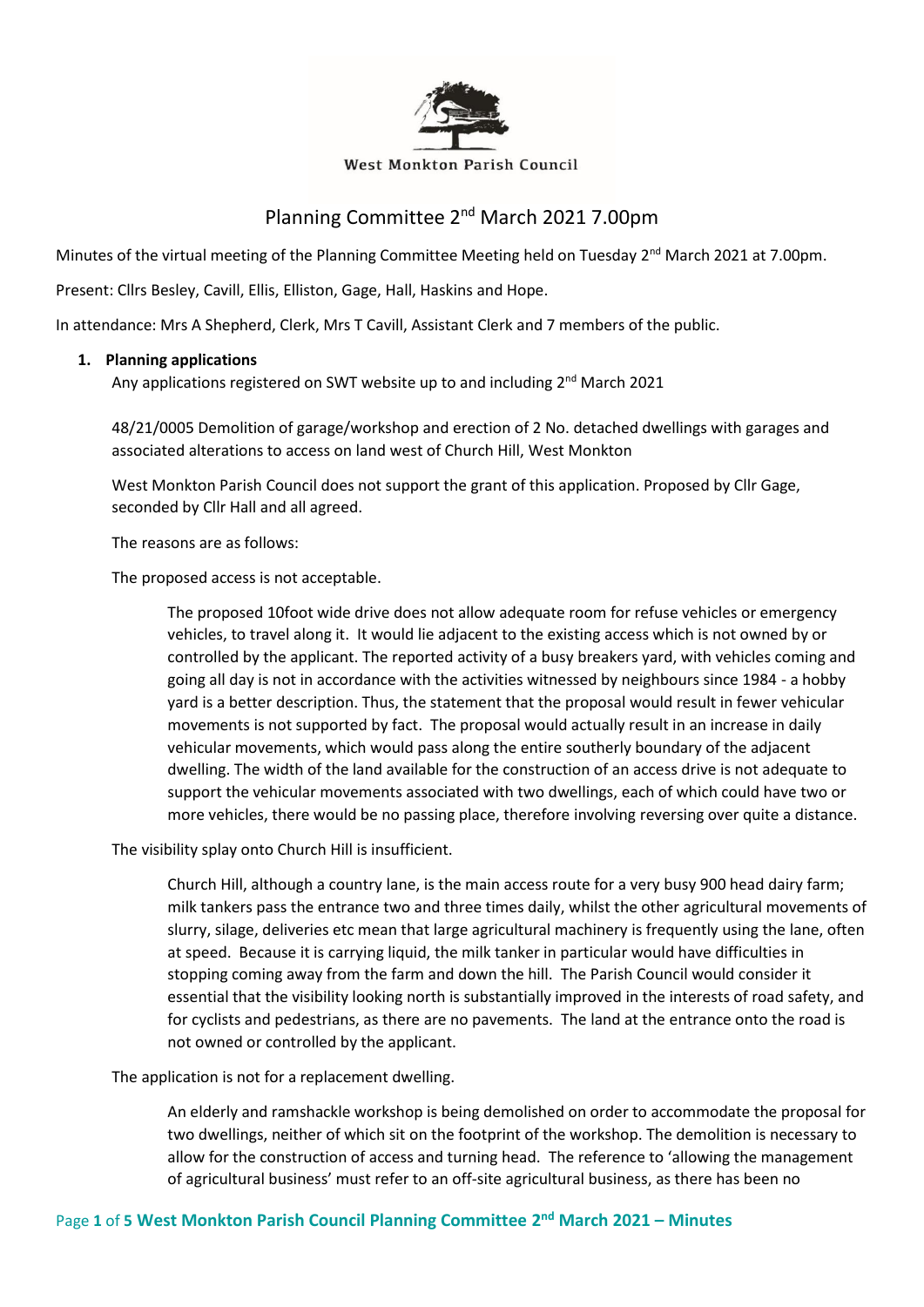West Monkton Parish Council

# Planning Committee 2nd March 2021 7.00pm

Minutes of the virtual meeting of the Planning Committee Meeting held on Tuesday 2nd March 2021 at 7.00pm.

Present: Cllrs Besley, Cavill, Ellis, Elliston, Gage, Hall, Haskins and Hope.

In attendance: Mrs A Shepherd, Clerk, Mrs T Cavill, Assistant Clerk and 7 members of the public.

1. **Planning applications**

   Any applications registered on SWT website up to and including 2nd March 2021

   48/21/0005 Demolition of garage/workshop and erection of 2 No. detached dwellings with garages and associated alterations to access on land west of Church Hill, West Monkton

   West Monkton Parish Council does not support the grant of this application. Proposed by Cllr Gage, seconded by Cllr Hall and all agreed.

   The reasons are as follows:

   The proposed access is not acceptable.

   > The proposed 10foot wide drive does not allow adequate room for refuse vehicles or emergency vehicles, to travel along it. It would lie adjacent to the existing access which is not owned by or controlled by the applicant. The reported activity of a busy breakers yard, with vehicles coming and going all day is not in accordance with the activities witnessed by neighbours since 1984 - a hobby yard is a better description. Thus, the statement that the proposal would result in fewer vehicular movements is not supported by fact. The proposal would actually result in an increase in daily vehicular movements, which would pass along the entire southerly boundary of the adjacent dwelling. The width of the land available for the construction of an access drive is not adequate to support the vehicular movements associated with two dwellings, each of which could have two or more vehicles, there would be no passing place, therefore involving reversing over quite a distance.

   The visibility splay onto Church Hill is insufficient.

   > Church Hill, although a country lane, is the main access route for a very busy 900 head dairy farm; milk tankers pass the entrance two and three times daily, whilst the other agricultural movements of slurry, silage, deliveries etc mean that large agricultural machinery is frequently using the lane, often at speed. Because it is carrying liquid, the milk tanker in particular would have difficulties in stopping coming away from the farm and down the hill. The Parish Council would consider it essential that the visibility looking north is substantially improved in the interests of road safety, and for cyclists and pedestrians, as there are no pavements. The land at the entrance onto the road is not owned or controlled by the applicant.

   The application is not for a replacement dwelling.

   > An elderly and ramshackle workshop is being demolished on order to accommodate the proposal for two dwellings, neither of which sit on the footprint of the workshop. The demolition is necessary to allow for the construction of access and turning head. The reference to 'allowing the management of agricultural business' must refer to an off-site agricultural business, as there has been no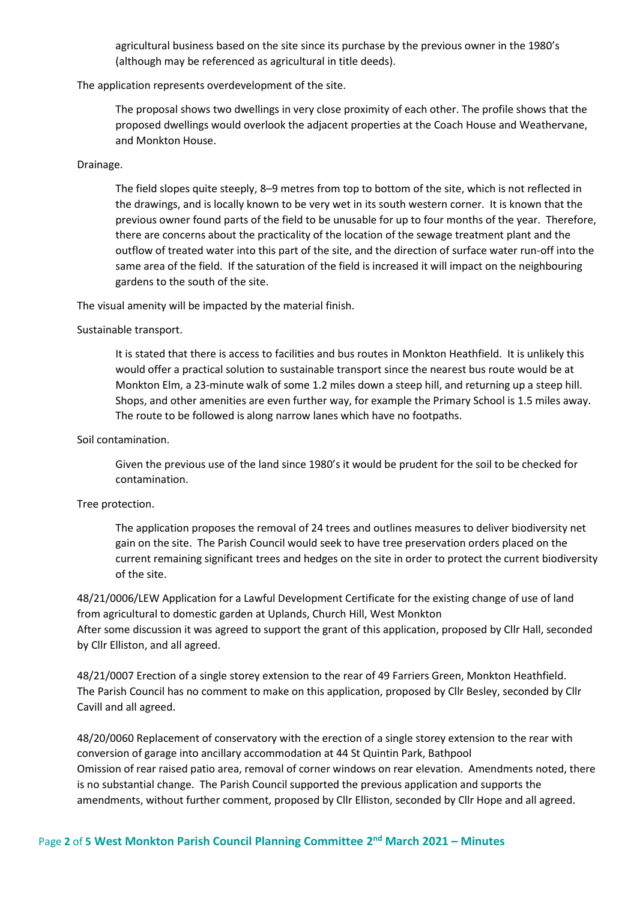agricultural business based on the site since its purchase by the previous owner in the 1980's (although may be referenced as agricultural in title deeds).

The application represents overdevelopment of the site.

> The proposal shows two dwellings in very close proximity of each other. The profile shows that the proposed dwellings would overlook the adjacent properties at the Coach House and Weathervane, and Monkton House.

Drainage.

> The field slopes quite steeply, 8–9 metres from top to bottom of the site, which is not reflected in the drawings, and is locally known to be very wet in its south western corner. It is known that the previous owner found parts of the field to be unusable for up to four months of the year. Therefore, there are concerns about the practicality of the location of the sewage treatment plant and the outflow of treated water into this part of the site, and the direction of surface water run-off into the same area of the field. If the saturation of the field is increased it will impact on the neighbouring gardens to the south of the site.

The visual amenity will be impacted by the material finish.

Sustainable transport.

> It is stated that there is access to facilities and bus routes in Monkton Heathfield. It is unlikely this would offer a practical solution to sustainable transport since the nearest bus route would be at Monkton Elm, a 23-minute walk of some 1.2 miles down a steep hill, and returning up a steep hill. Shops, and other amenities are even further way, for example the Primary School is 1.5 miles away. The route to be followed is along narrow lanes which have no footpaths.

Soil contamination.

> Given the previous use of the land since 1980's it would be prudent for the soil to be checked for contamination.

Tree protection.

> The application proposes the removal of 24 trees and outlines measures to deliver biodiversity net gain on the site. The Parish Council would seek to have tree preservation orders placed on the current remaining significant trees and hedges on the site in order to protect the current biodiversity of the site.

48/21/0006/LEW Application for a Lawful Development Certificate for the existing change of use of land from agricultural to domestic garden at Uplands, Church Hill, West Monkton
After some discussion it was agreed to support the grant of this application, proposed by Cllr Hall, seconded by Cllr Elliston, and all agreed.

48/21/0007 Erection of a single storey extension to the rear of 49 Farriers Green, Monkton Heathfield.
The Parish Council has no comment to make on this application, proposed by Cllr Besley, seconded by Cllr Cavill and all agreed.

48/20/0060 Replacement of conservatory with the erection of a single storey extension to the rear with conversion of garage into ancillary accommodation at 44 St Quintin Park, Bathpool
Omission of rear raised patio area, removal of corner windows on rear elevation. Amendments noted, there is no substantial change. The Parish Council supported the previous application and supports the amendments, without further comment, proposed by Cllr Elliston, seconded by Cllr Hope and all agreed.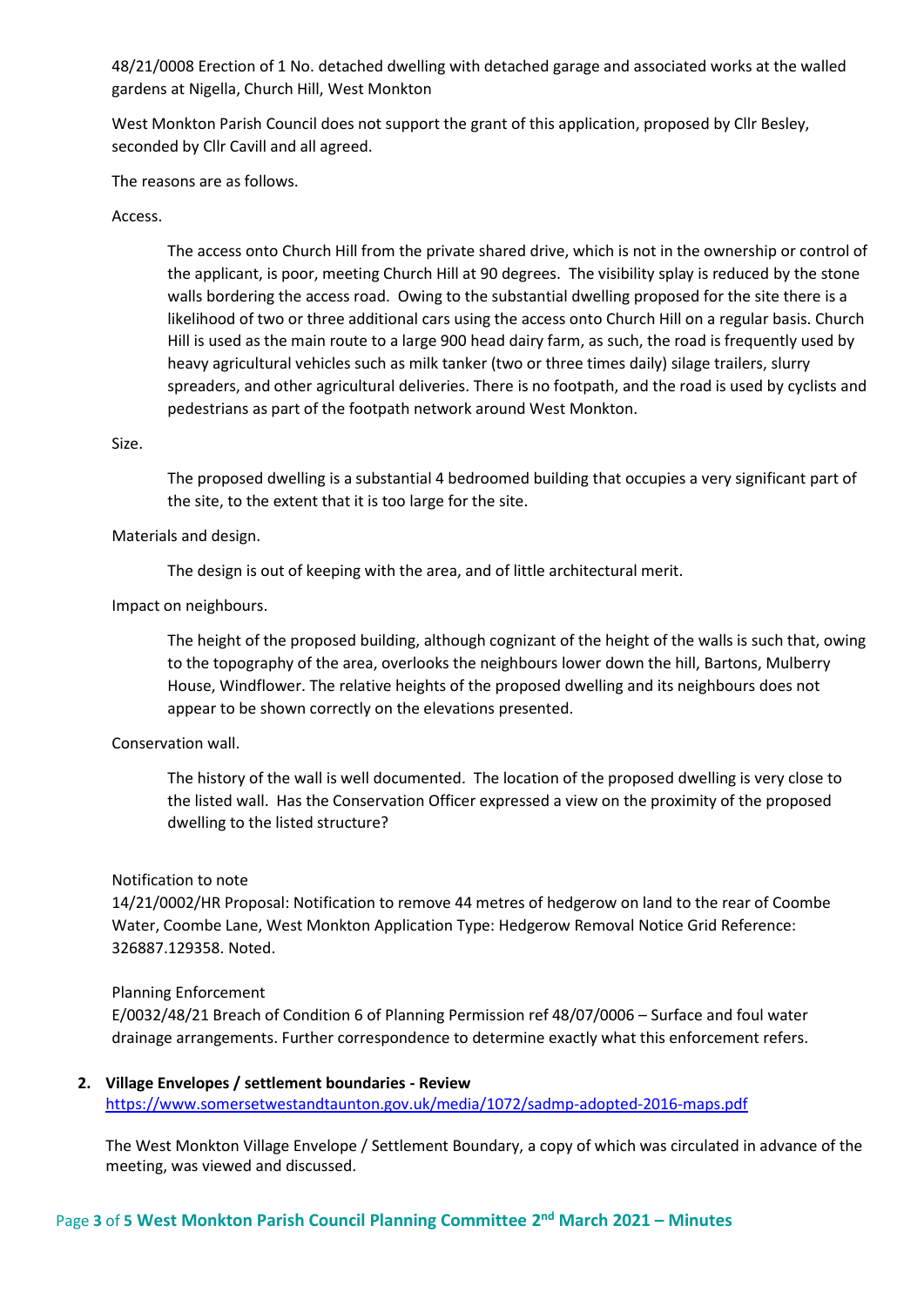48/21/0008 Erection of 1 No. detached dwelling with detached garage and associated works at the walled gardens at Nigella, Church Hill, West Monkton

West Monkton Parish Council does not support the grant of this application, proposed by Cllr Besley, seconded by Cllr Cavill and all agreed.

The reasons are as follows.

Access.

> The access onto Church Hill from the private shared drive, which is not in the ownership or control of the applicant, is poor, meeting Church Hill at 90 degrees. The visibility splay is reduced by the stone walls bordering the access road. Owing to the substantial dwelling proposed for the site there is a likelihood of two or three additional cars using the access onto Church Hill on a regular basis. Church Hill is used as the main route to a large 900 head dairy farm, as such, the road is frequently used by heavy agricultural vehicles such as milk tanker (two or three times daily) silage trailers, slurry spreaders, and other agricultural deliveries. There is no footpath, and the road is used by cyclists and pedestrians as part of the footpath network around West Monkton.

Size.

> The proposed dwelling is a substantial 4 bedroomed building that occupies a very significant part of the site, to the extent that it is too large for the site.

Materials and design.

> The design is out of keeping with the area, and of little architectural merit.

Impact on neighbours.

> The height of the proposed building, although cognizant of the height of the walls is such that, owing to the topography of the area, overlooks the neighbours lower down the hill, Bartons, Mulberry House, Windflower. The relative heights of the proposed dwelling and its neighbours does not appear to be shown correctly on the elevations presented.

Conservation wall.

> The history of the wall is well documented. The location of the proposed dwelling is very close to the listed wall. Has the Conservation Officer expressed a view on the proximity of the proposed dwelling to the listed structure?

Notification to note
14/21/0002/HR Proposal: Notification to remove 44 metres of hedgerow on land to the rear of Coombe Water, Coombe Lane, West Monkton Application Type: Hedgerow Removal Notice Grid Reference: 326887.129358. Noted.

Planning Enforcement
E/0032/48/21 Breach of Condition 6 of Planning Permission ref 48/07/0006 – Surface and foul water drainage arrangements. Further correspondence to determine exactly what this enforcement refers.

**2. Village Envelopes / settlement boundaries - Review**
https://www.somersetwestandtaunton.gov.uk/media/1072/sadmp-adopted-2016-maps.pdf

The West Monkton Village Envelope / Settlement Boundary, a copy of which was circulated in advance of the meeting, was viewed and discussed.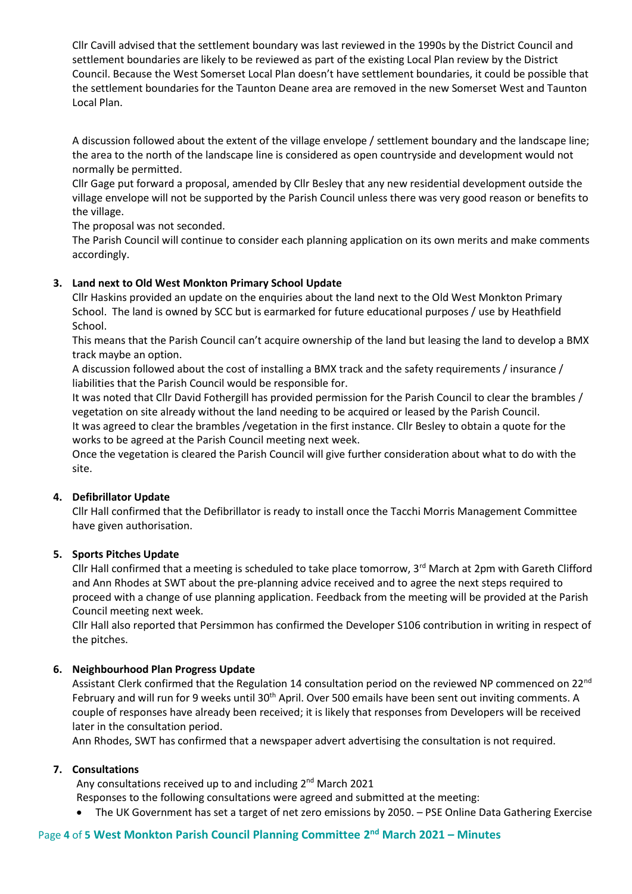Cllr Cavill advised that the settlement boundary was last reviewed in the 1990s by the District Council and settlement boundaries are likely to be reviewed as part of the existing Local Plan review by the District Council. Because the West Somerset Local Plan doesn't have settlement boundaries, it could be possible that the settlement boundaries for the Taunton Deane area are removed in the new Somerset West and Taunton Local Plan.

A discussion followed about the extent of the village envelope / settlement boundary and the landscape line; the area to the north of the landscape line is considered as open countryside and development would not normally be permitted.
Cllr Gage put forward a proposal, amended by Cllr Besley that any new residential development outside the village envelope will not be supported by the Parish Council unless there was very good reason or benefits to the village.
The proposal was not seconded.
The Parish Council will continue to consider each planning application on its own merits and make comments accordingly.

3. **Land next to Old West Monkton Primary School Update**
   Cllr Haskins provided an update on the enquiries about the land next to the Old West Monkton Primary School. The land is owned by SCC but is earmarked for future educational purposes / use by Heathfield School.
   This means that the Parish Council can't acquire ownership of the land but leasing the land to develop a BMX track maybe an option.
   A discussion followed about the cost of installing a BMX track and the safety requirements / insurance / liabilities that the Parish Council would be responsible for.
   It was noted that Cllr David Fothergill has provided permission for the Parish Council to clear the brambles / vegetation on site already without the land needing to be acquired or leased by the Parish Council.
   It was agreed to clear the brambles /vegetation in the first instance. Cllr Besley to obtain a quote for the works to be agreed at the Parish Council meeting next week.
   Once the vegetation is cleared the Parish Council will give further consideration about what to do with the site.

4. **Defibrillator Update**
   Cllr Hall confirmed that the Defibrillator is ready to install once the Tacchi Morris Management Committee have given authorisation.

5. **Sports Pitches Update**
   Cllr Hall confirmed that a meeting is scheduled to take place tomorrow, 3rd March at 2pm with Gareth Clifford and Ann Rhodes at SWT about the pre-planning advice received and to agree the next steps required to proceed with a change of use planning application. Feedback from the meeting will be provided at the Parish Council meeting next week.
   Cllr Hall also reported that Persimmon has confirmed the Developer S106 contribution in writing in respect of the pitches.

6. **Neighbourhood Plan Progress Update**
   Assistant Clerk confirmed that the Regulation 14 consultation period on the reviewed NP commenced on 22nd February and will run for 9 weeks until 30th April. Over 500 emails have been sent out inviting comments. A couple of responses have already been received; it is likely that responses from Developers will be received later in the consultation period.
   Ann Rhodes, SWT has confirmed that a newspaper advert advertising the consultation is not required.

7. **Consultations**
   Any consultations received up to and including 2nd March 2021
   Responses to the following consultations were agreed and submitted at the meeting:
   - The UK Government has set a target of net zero emissions by 2050. – PSE Online Data Gathering Exercise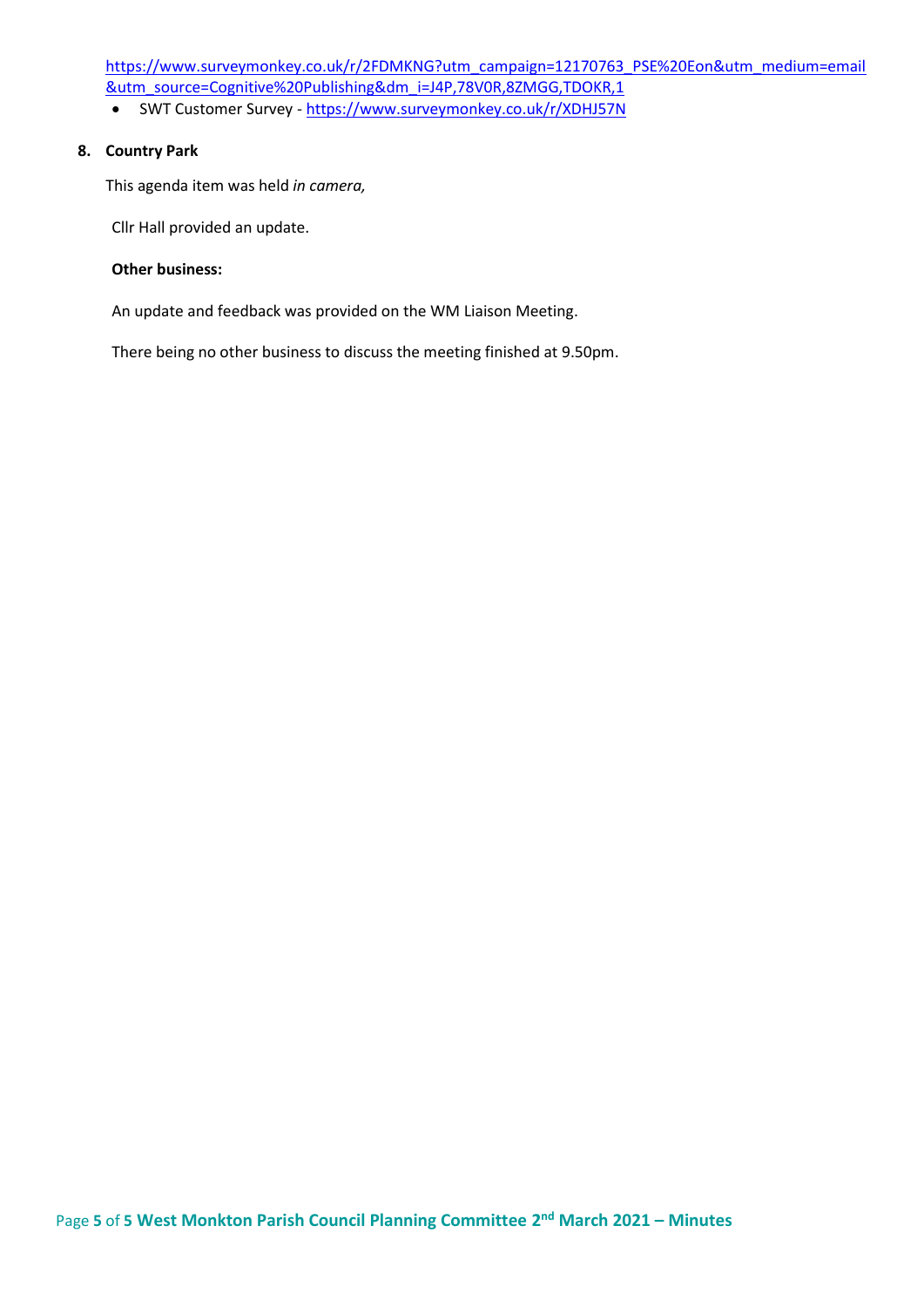https://www.surveymonkey.co.uk/r/2FDMKNG?utm_campaign=12170763_PSE%20Eon&utm_medium=email&utm_source=Cognitive%20Publishing&dm_i=J4P,78V0R,8ZMGG,TDOKR,1

- SWT Customer Survey - https://www.surveymonkey.co.uk/r/XDHJ57N

**8. Country Park**

This agenda item was held *in camera,*

Cllr Hall provided an update.

**Other business:**

An update and feedback was provided on the WM Liaison Meeting.

There being no other business to discuss the meeting finished at 9.50pm.